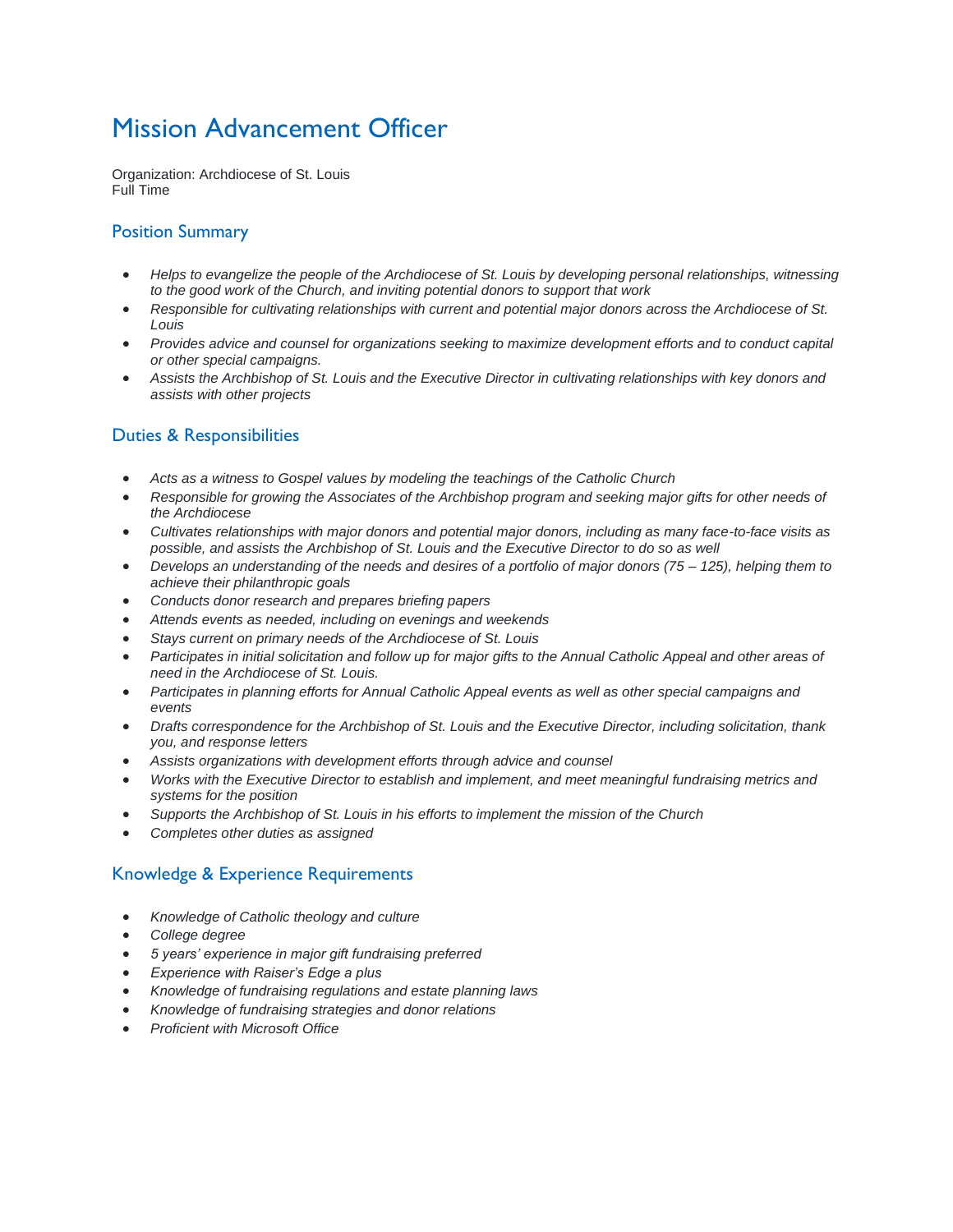# Mission Advancement Officer

Organization: Archdiocese of St. Louis
Full Time

## Position Summary

- *Helps to evangelize the people of the Archdiocese of St. Louis by developing personal relationships, witnessing to the good work of the Church, and inviting potential donors to support that work*
- *Responsible for cultivating relationships with current and potential major donors across the Archdiocese of St. Louis*
- *Provides advice and counsel for organizations seeking to maximize development efforts and to conduct capital or other special campaigns.*
- *Assists the Archbishop of St. Louis and the Executive Director in cultivating relationships with key donors and assists with other projects*

## Duties & Responsibilities

- *Acts as a witness to Gospel values by modeling the teachings of the Catholic Church*
- *Responsible for growing the Associates of the Archbishop program and seeking major gifts for other needs of the Archdiocese*
- *Cultivates relationships with major donors and potential major donors, including as many face-to-face visits as possible, and assists the Archbishop of St. Louis and the Executive Director to do so as well*
- *Develops an understanding of the needs and desires of a portfolio of major donors (75 – 125), helping them to achieve their philanthropic goals*
- *Conducts donor research and prepares briefing papers*
- *Attends events as needed, including on evenings and weekends*
- *Stays current on primary needs of the Archdiocese of St. Louis*
- *Participates in initial solicitation and follow up for major gifts to the Annual Catholic Appeal and other areas of need in the Archdiocese of St. Louis.*
- *Participates in planning efforts for Annual Catholic Appeal events as well as other special campaigns and events*
- *Drafts correspondence for the Archbishop of St. Louis and the Executive Director, including solicitation, thank you, and response letters*
- *Assists organizations with development efforts through advice and counsel*
- *Works with the Executive Director to establish and implement, and meet meaningful fundraising metrics and systems for the position*
- *Supports the Archbishop of St. Louis in his efforts to implement the mission of the Church*
- *Completes other duties as assigned*

## Knowledge & Experience Requirements

- *Knowledge of Catholic theology and culture*
- *College degree*
- *5 years' experience in major gift fundraising preferred*
- *Experience with Raiser's Edge a plus*
- *Knowledge of fundraising regulations and estate planning laws*
- *Knowledge of fundraising strategies and donor relations*
- *Proficient with Microsoft Office*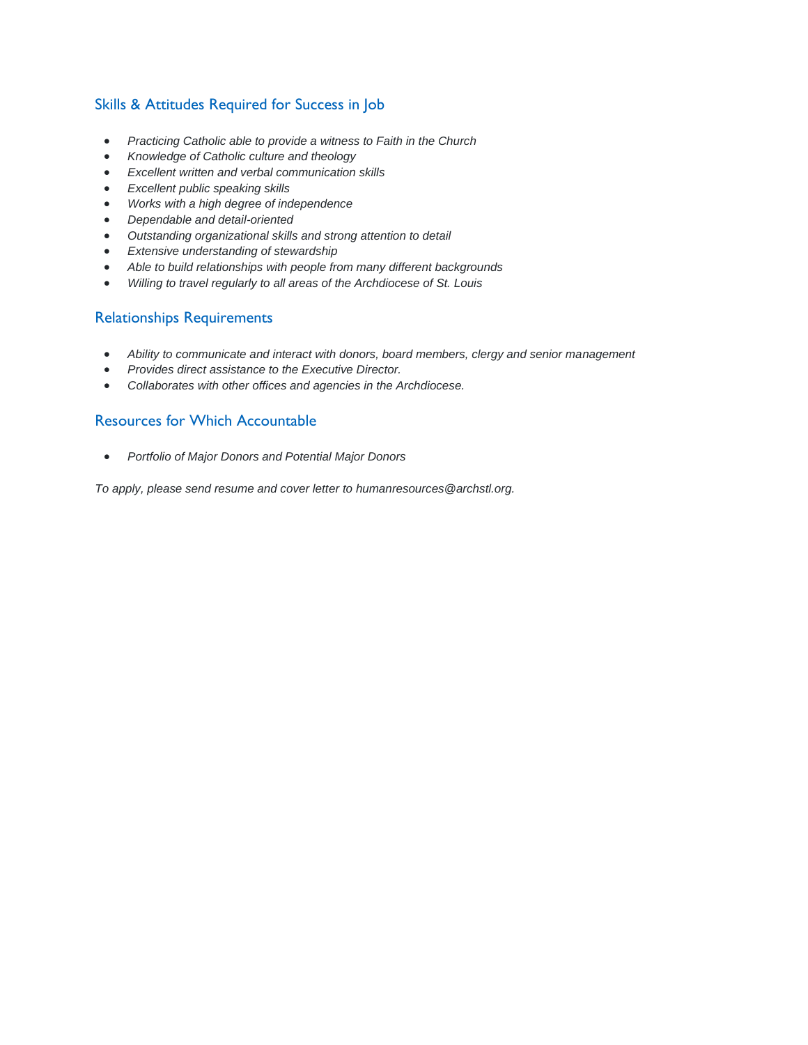## Skills & Attitudes Required for Success in Job

- *Practicing Catholic able to provide a witness to Faith in the Church*
- *Knowledge of Catholic culture and theology*
- *Excellent written and verbal communication skills*
- *Excellent public speaking skills*
- *Works with a high degree of independence*
- *Dependable and detail-oriented*
- *Outstanding organizational skills and strong attention to detail*
- *Extensive understanding of stewardship*
- *Able to build relationships with people from many different backgrounds*
- *Willing to travel regularly to all areas of the Archdiocese of St. Louis*

## Relationships Requirements

- *Ability to communicate and interact with donors, board members, clergy and senior management*
- *Provides direct assistance to the Executive Director.*
- *Collaborates with other offices and agencies in the Archdiocese.*

## Resources for Which Accountable

- *Portfolio of Major Donors and Potential Major Donors*

*To apply, please send resume and cover letter to humanresources@archstl.org.*